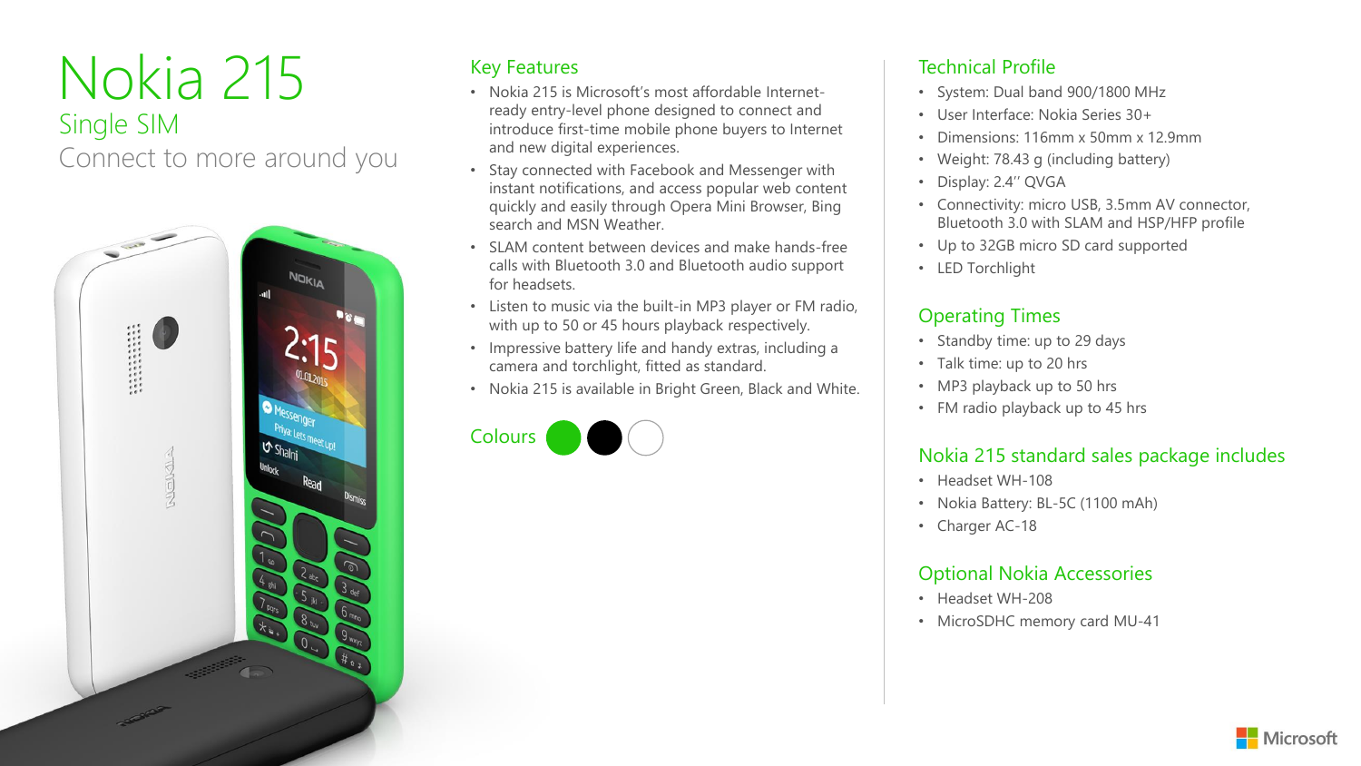# Nokia 215

## Single SIM

Connect to more around you

## Key Features

- Nokia 215 is Microsoft's most affordable Internet-ready entry-level phone designed to connect and introduce first-time mobile phone buyers to Internet and new digital experiences.
- Stay connected with Facebook and Messenger with instant notifications, and access popular web content quickly and easily through Opera Mini Browser, Bing search and MSN Weather.
- SLAM content between devices and make hands-free calls with Bluetooth 3.0 and Bluetooth audio support for headsets.
- Listen to music via the built-in MP3 player or FM radio, with up to 50 or 45 hours playback respectively.
- Impressive battery life and handy extras, including a camera and torchlight, fitted as standard.
- Nokia 215 is available in Bright Green, Black and White.

Colours

## Technical Profile

- System: Dual band 900/1800 MHz
- User Interface: Nokia Series 30+
- Dimensions: 116mm x 50mm x 12.9mm
- Weight: 78.43 g (including battery)
- Display: 2.4'' QVGA
- Connectivity: micro USB, 3.5mm AV connector, Bluetooth 3.0 with SLAM and HSP/HFP profile
- Up to 32GB micro SD card supported
- LED Torchlight

## Operating Times

- Standby time: up to 29 days
- Talk time: up to 20 hrs
- MP3 playback up to 50 hrs
- FM radio playback up to 45 hrs

## Nokia 215 standard sales package includes

- Headset WH-108
- Nokia Battery: BL-5C (1100 mAh)
- Charger AC-18

## Optional Nokia Accessories

- Headset WH-208
- MicroSDHC memory card MU-41

Microsoft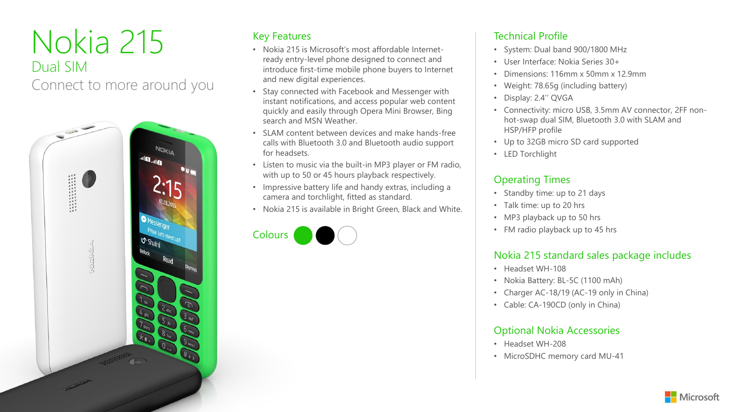# Nokia 215

## Dual SIM

Connect to more around you

## Key Features

- Nokia 215 is Microsoft's most affordable Internet-ready entry-level phone designed to connect and introduce first-time mobile phone buyers to Internet and new digital experiences.
- Stay connected with Facebook and Messenger with instant notifications, and access popular web content quickly and easily through Opera Mini Browser, Bing search and MSN Weather.
- SLAM content between devices and make hands-free calls with Bluetooth 3.0 and Bluetooth audio support for headsets.
- Listen to music via the built-in MP3 player or FM radio, with up to 50 or 45 hours playback respectively.
- Impressive battery life and handy extras, including a camera and torchlight, fitted as standard.
- Nokia 215 is available in Bright Green, Black and White.

## Colours

## Technical Profile

- System: Dual band 900/1800 MHz
- User Interface: Nokia Series 30+
- Dimensions: 116mm x 50mm x 12.9mm
- Weight: 78.65g (including battery)
- Display: 2.4'' QVGA
- Connectivity: micro USB, 3.5mm AV connector, 2FF non-hot-swap dual SIM, Bluetooth 3.0 with SLAM and HSP/HFP profile
- Up to 32GB micro SD card supported
- LED Torchlight

## Operating Times

- Standby time: up to 21 days
- Talk time: up to 20 hrs
- MP3 playback up to 50 hrs
- FM radio playback up to 45 hrs

## Nokia 215 standard sales package includes

- Headset WH-108
- Nokia Battery: BL-5C (1100 mAh)
- Charger AC-18/19 (AC-19 only in China)
- Cable: CA-190CD (only in China)

## Optional Nokia Accessories

- Headset WH-208
- MicroSDHC memory card MU-41

Microsoft